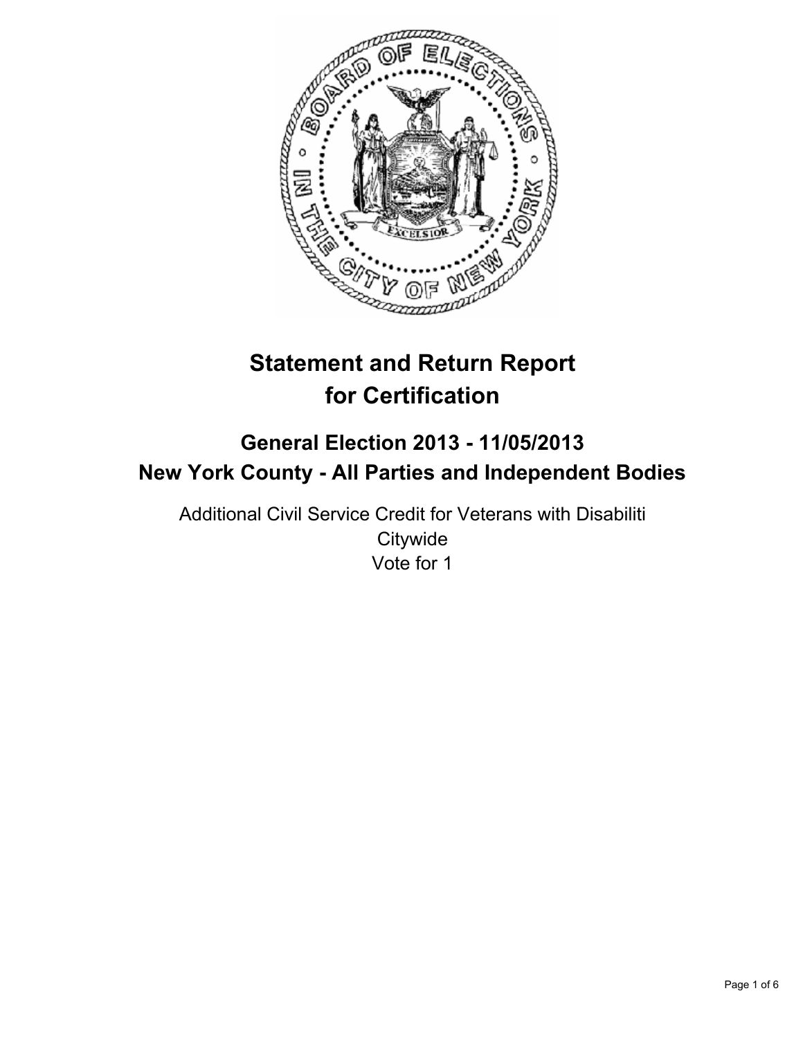# Statement and Return Report for Certification

## General Election 2013 - 11/05/2013
## New York County - All Parties and Independent Bodies

Additional Civil Service Credit for Veterans with Disabiliti
Citywide
Vote for 1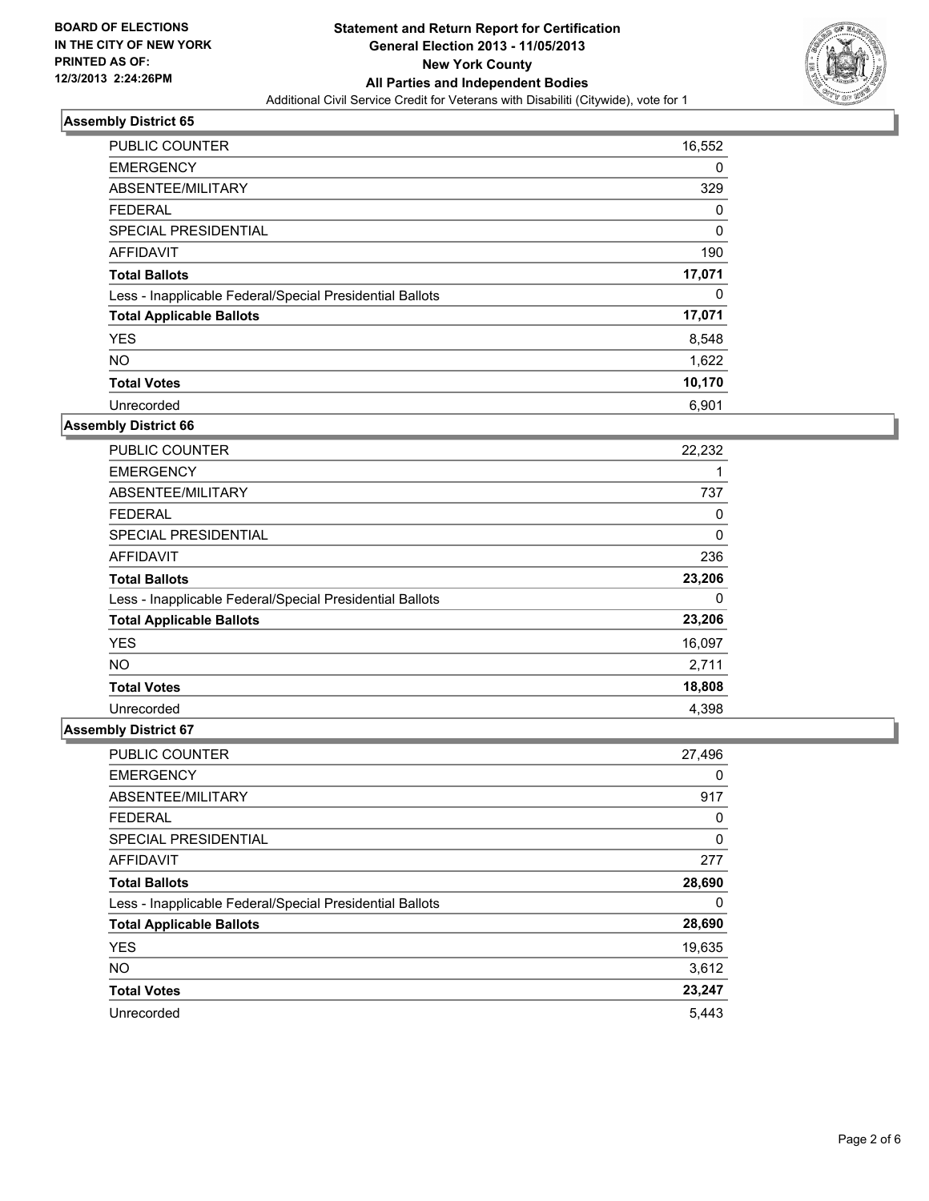**BOARD OF ELECTIONS IN THE CITY OF NEW YORK PRINTED AS OF: 12/3/2013 2:24:26PM**

# Statement and Return Report for Certification
## General Election 2013 - 11/05/2013
## New York County
## All Parties and Independent Bodies
Additional Civil Service Credit for Veterans with Disabiliti (Citywide), vote for 1

### Assembly District 65

| | |
|---|---|
| PUBLIC COUNTER | 16,552 |
| EMERGENCY | 0 |
| ABSENTEE/MILITARY | 329 |
| FEDERAL | 0 |
| SPECIAL PRESIDENTIAL | 0 |
| AFFIDAVIT | 190 |
| **Total Ballots** | **17,071** |
| Less - Inapplicable Federal/Special Presidential Ballots | 0 |
| **Total Applicable Ballots** | **17,071** |
| YES | 8,548 |
| NO | 1,622 |
| **Total Votes** | **10,170** |
| Unrecorded | 6,901 |

### Assembly District 66

| | |
|---|---|
| PUBLIC COUNTER | 22,232 |
| EMERGENCY | 1 |
| ABSENTEE/MILITARY | 737 |
| FEDERAL | 0 |
| SPECIAL PRESIDENTIAL | 0 |
| AFFIDAVIT | 236 |
| **Total Ballots** | **23,206** |
| Less - Inapplicable Federal/Special Presidential Ballots | 0 |
| **Total Applicable Ballots** | **23,206** |
| YES | 16,097 |
| NO | 2,711 |
| **Total Votes** | **18,808** |
| Unrecorded | 4,398 |

### Assembly District 67

| | |
|---|---|
| PUBLIC COUNTER | 27,496 |
| EMERGENCY | 0 |
| ABSENTEE/MILITARY | 917 |
| FEDERAL | 0 |
| SPECIAL PRESIDENTIAL | 0 |
| AFFIDAVIT | 277 |
| **Total Ballots** | **28,690** |
| Less - Inapplicable Federal/Special Presidential Ballots | 0 |
| **Total Applicable Ballots** | **28,690** |
| YES | 19,635 |
| NO | 3,612 |
| **Total Votes** | **23,247** |
| Unrecorded | 5,443 |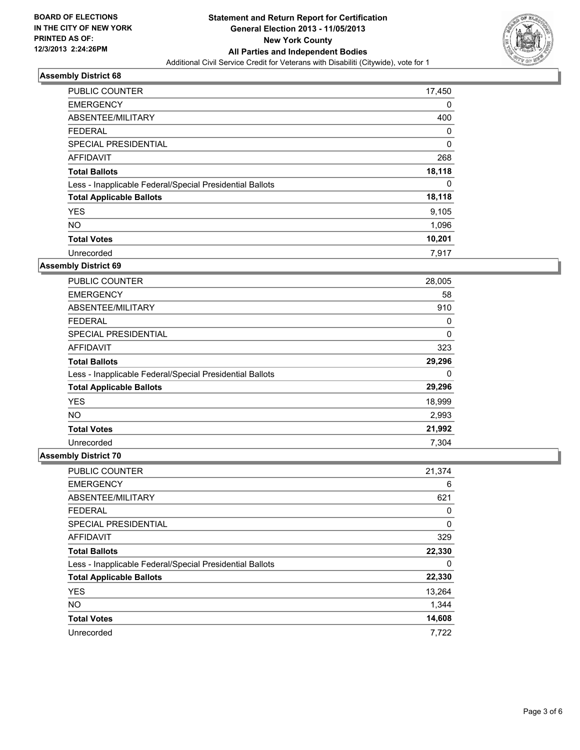BOARD OF ELECTIONS
IN THE CITY OF NEW YORK
PRINTED AS OF:
12/3/2013 2:24:26PM

**Statement and Return Report for Certification**
**General Election 2013 - 11/05/2013**
**New York County**
**All Parties and Independent Bodies**
Additional Civil Service Credit for Veterans with Disabiliti (Citywide), vote for 1

### Assembly District 68

| | |
|---|---|
| PUBLIC COUNTER | 17,450 |
| EMERGENCY | 0 |
| ABSENTEE/MILITARY | 400 |
| FEDERAL | 0 |
| SPECIAL PRESIDENTIAL | 0 |
| AFFIDAVIT | 268 |
| **Total Ballots** | **18,118** |
| Less - Inapplicable Federal/Special Presidential Ballots | 0 |
| **Total Applicable Ballots** | **18,118** |
| YES | 9,105 |
| NO | 1,096 |
| **Total Votes** | **10,201** |
| Unrecorded | 7,917 |

### Assembly District 69

| | |
|---|---|
| PUBLIC COUNTER | 28,005 |
| EMERGENCY | 58 |
| ABSENTEE/MILITARY | 910 |
| FEDERAL | 0 |
| SPECIAL PRESIDENTIAL | 0 |
| AFFIDAVIT | 323 |
| **Total Ballots** | **29,296** |
| Less - Inapplicable Federal/Special Presidential Ballots | 0 |
| **Total Applicable Ballots** | **29,296** |
| YES | 18,999 |
| NO | 2,993 |
| **Total Votes** | **21,992** |
| Unrecorded | 7,304 |

### Assembly District 70

| | |
|---|---|
| PUBLIC COUNTER | 21,374 |
| EMERGENCY | 6 |
| ABSENTEE/MILITARY | 621 |
| FEDERAL | 0 |
| SPECIAL PRESIDENTIAL | 0 |
| AFFIDAVIT | 329 |
| **Total Ballots** | **22,330** |
| Less - Inapplicable Federal/Special Presidential Ballots | 0 |
| **Total Applicable Ballots** | **22,330** |
| YES | 13,264 |
| NO | 1,344 |
| **Total Votes** | **14,608** |
| Unrecorded | 7,722 |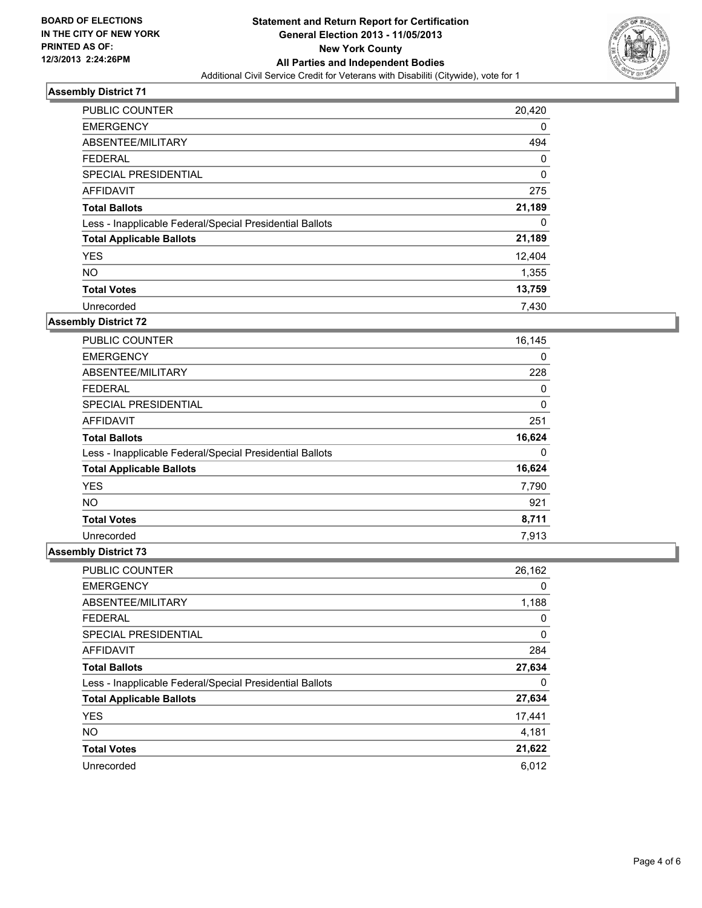BOARD OF ELECTIONS
IN THE CITY OF NEW YORK
PRINTED AS OF:
12/3/2013 2:24:26PM

**Statement and Return Report for Certification**
**General Election 2013 - 11/05/2013**
**New York County**
**All Parties and Independent Bodies**
Additional Civil Service Credit for Veterans with Disabiliti (Citywide), vote for 1

### Assembly District 71

| | |
|---|---|
| PUBLIC COUNTER | 20,420 |
| EMERGENCY | 0 |
| ABSENTEE/MILITARY | 494 |
| FEDERAL | 0 |
| SPECIAL PRESIDENTIAL | 0 |
| AFFIDAVIT | 275 |
| **Total Ballots** | **21,189** |
| Less - Inapplicable Federal/Special Presidential Ballots | 0 |
| **Total Applicable Ballots** | **21,189** |
| YES | 12,404 |
| NO | 1,355 |
| **Total Votes** | **13,759** |
| Unrecorded | 7,430 |

### Assembly District 72

| | |
|---|---|
| PUBLIC COUNTER | 16,145 |
| EMERGENCY | 0 |
| ABSENTEE/MILITARY | 228 |
| FEDERAL | 0 |
| SPECIAL PRESIDENTIAL | 0 |
| AFFIDAVIT | 251 |
| **Total Ballots** | **16,624** |
| Less - Inapplicable Federal/Special Presidential Ballots | 0 |
| **Total Applicable Ballots** | **16,624** |
| YES | 7,790 |
| NO | 921 |
| **Total Votes** | **8,711** |
| Unrecorded | 7,913 |

### Assembly District 73

| | |
|---|---|
| PUBLIC COUNTER | 26,162 |
| EMERGENCY | 0 |
| ABSENTEE/MILITARY | 1,188 |
| FEDERAL | 0 |
| SPECIAL PRESIDENTIAL | 0 |
| AFFIDAVIT | 284 |
| **Total Ballots** | **27,634** |
| Less - Inapplicable Federal/Special Presidential Ballots | 0 |
| **Total Applicable Ballots** | **27,634** |
| YES | 17,441 |
| NO | 4,181 |
| **Total Votes** | **21,622** |
| Unrecorded | 6,012 |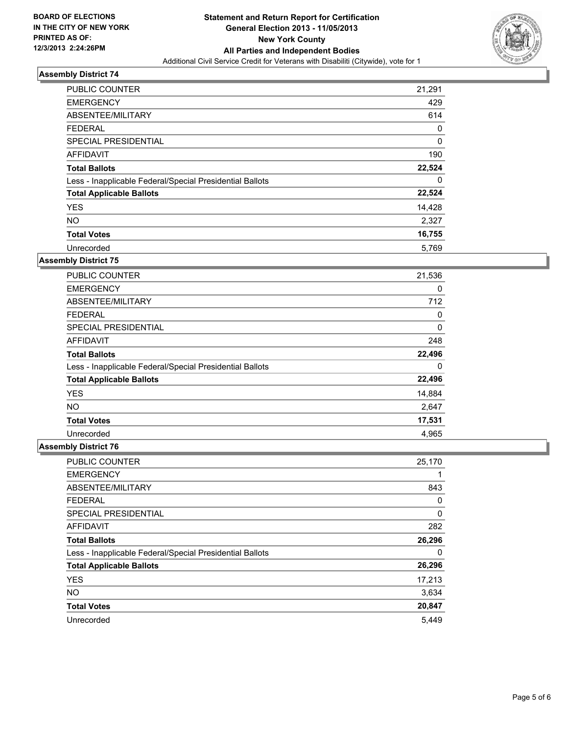**BOARD OF ELECTIONS IN THE CITY OF NEW YORK PRINTED AS OF: 12/3/2013 2:24:26PM**

# Statement and Return Report for Certification
## General Election 2013 - 11/05/2013
## New York County
## All Parties and Independent Bodies
Additional Civil Service Credit for Veterans with Disabiliti (Citywide), vote for 1

### Assembly District 74

| | |
|---|---|
| PUBLIC COUNTER | 21,291 |
| EMERGENCY | 429 |
| ABSENTEE/MILITARY | 614 |
| FEDERAL | 0 |
| SPECIAL PRESIDENTIAL | 0 |
| AFFIDAVIT | 190 |
| **Total Ballots** | **22,524** |
| Less - Inapplicable Federal/Special Presidential Ballots | 0 |
| **Total Applicable Ballots** | **22,524** |
| YES | 14,428 |
| NO | 2,327 |
| **Total Votes** | **16,755** |
| Unrecorded | 5,769 |

### Assembly District 75

| | |
|---|---|
| PUBLIC COUNTER | 21,536 |
| EMERGENCY | 0 |
| ABSENTEE/MILITARY | 712 |
| FEDERAL | 0 |
| SPECIAL PRESIDENTIAL | 0 |
| AFFIDAVIT | 248 |
| **Total Ballots** | **22,496** |
| Less - Inapplicable Federal/Special Presidential Ballots | 0 |
| **Total Applicable Ballots** | **22,496** |
| YES | 14,884 |
| NO | 2,647 |
| **Total Votes** | **17,531** |
| Unrecorded | 4,965 |

### Assembly District 76

| | |
|---|---|
| PUBLIC COUNTER | 25,170 |
| EMERGENCY | 1 |
| ABSENTEE/MILITARY | 843 |
| FEDERAL | 0 |
| SPECIAL PRESIDENTIAL | 0 |
| AFFIDAVIT | 282 |
| **Total Ballots** | **26,296** |
| Less - Inapplicable Federal/Special Presidential Ballots | 0 |
| **Total Applicable Ballots** | **26,296** |
| YES | 17,213 |
| NO | 3,634 |
| **Total Votes** | **20,847** |
| Unrecorded | 5,449 |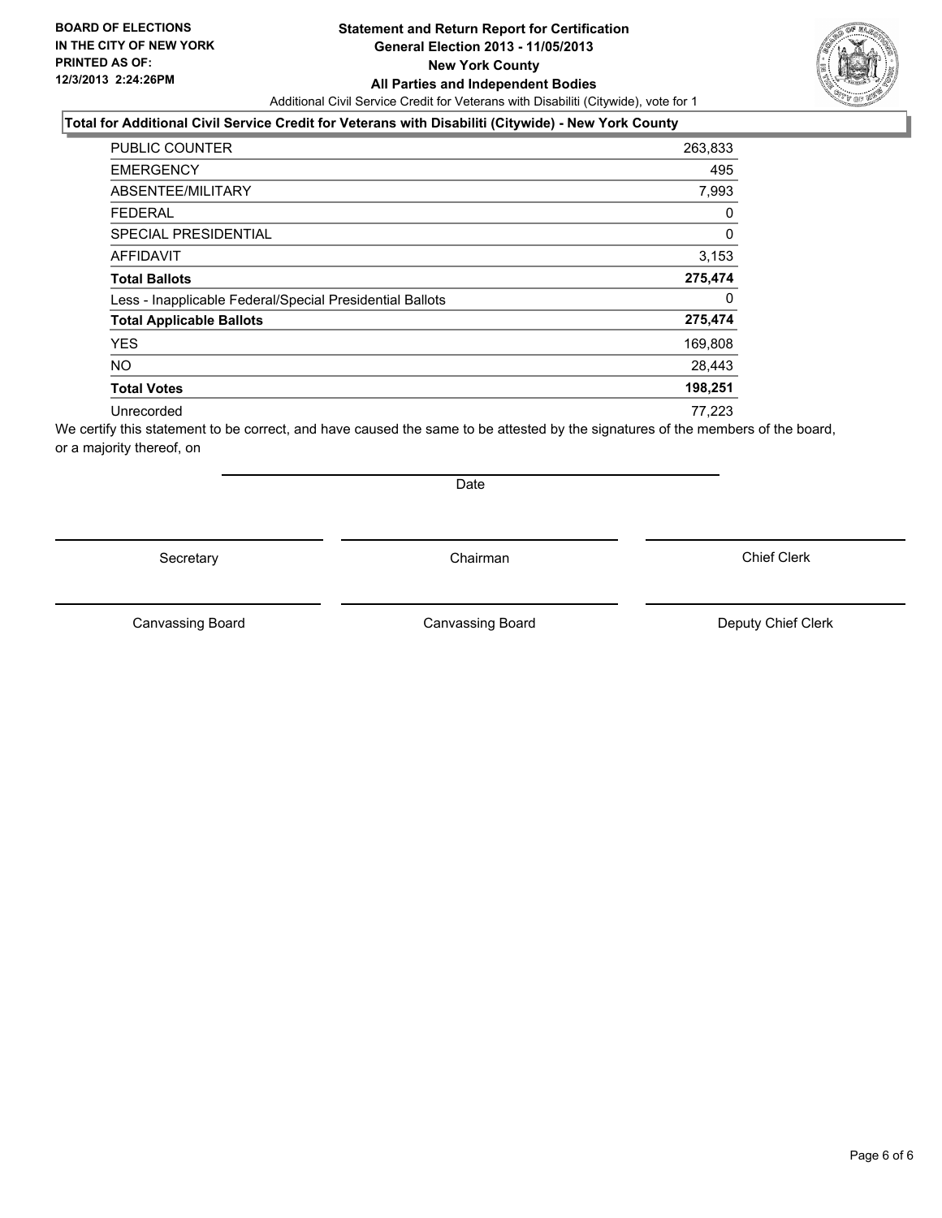**BOARD OF ELECTIONS IN THE CITY OF NEW YORK PRINTED AS OF: 12/3/2013 2:24:26PM**

# Statement and Return Report for Certification
## General Election 2013 - 11/05/2013
## New York County
## All Parties and Independent Bodies

Additional Civil Service Credit for Veterans with Disabiliti (Citywide), vote for 1

**Total for Additional Civil Service Credit for Veterans with Disabiliti (Citywide) - New York County**

| | |
|---|---|
| PUBLIC COUNTER | 263,833 |
| EMERGENCY | 495 |
| ABSENTEE/MILITARY | 7,993 |
| FEDERAL | 0 |
| SPECIAL PRESIDENTIAL | 0 |
| AFFIDAVIT | 3,153 |
| **Total Ballots** | **275,474** |
| Less - Inapplicable Federal/Special Presidential Ballots | 0 |
| **Total Applicable Ballots** | **275,474** |
| YES | 169,808 |
| NO | 28,443 |
| **Total Votes** | **198,251** |
| Unrecorded | 77,223 |

We certify this statement to be correct, and have caused the same to be attested by the signatures of the members of the board, or a majority thereof, on

Date

Secretary | Chairman | Chief Clerk

Canvassing Board | Canvassing Board | Deputy Chief Clerk